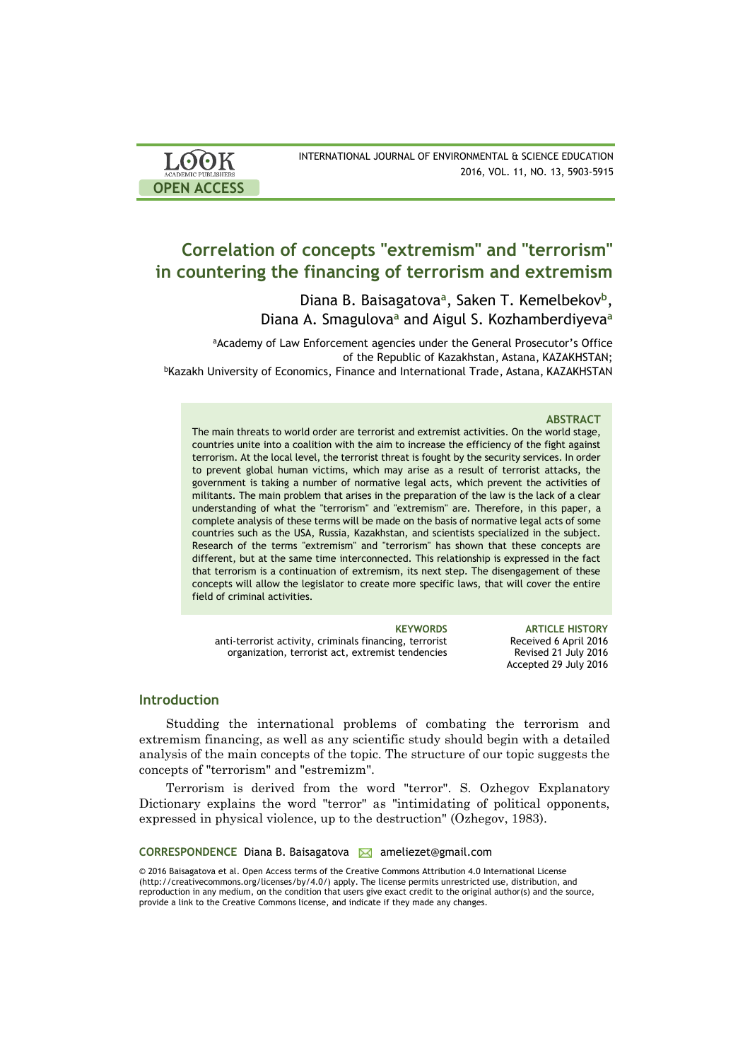# Correlation of concepts "extremism" and "terrorism" in countering the financing of terrorism and extremism

Diana B. Baisagatova[a], Saken T. Kemelbekov[b], Diana A. Smagulova[a] and Aigul S. Kozhamberdiyeva[a]

[a]Academy of Law Enforcement agencies under the General Prosecutor's Office of the Republic of Kazakhstan, Astana, KAZAKHSTAN;
[b]Kazakh University of Economics, Finance and International Trade, Astana, KAZAKHSTAN

### ABSTRACT

The main threats to world order are terrorist and extremist activities. On the world stage, countries unite into a coalition with the aim to increase the efficiency of the fight against terrorism. At the local level, the terrorist threat is fought by the security services. In order to prevent global human victims, which may arise as a result of terrorist attacks, the government is taking a number of normative legal acts, which prevent the activities of militants. The main problem that arises in the preparation of the law is the lack of a clear understanding of what the "terrorism" and "extremism" are. Therefore, in this paper, a complete analysis of these terms will be made on the basis of normative legal acts of some countries such as the USA, Russia, Kazakhstan, and scientists specialized in the subject. Research of the terms "extremism" and "terrorism" has shown that these concepts are different, but at the same time interconnected. This relationship is expressed in the fact that terrorism is a continuation of extremism, its next step. The disengagement of these concepts will allow the legislator to create more specific laws, that will cover the entire field of criminal activities.

**KEYWORDS**
anti-terrorist activity, criminals financing, terrorist organization, terrorist act, extremist tendencies

**ARTICLE HISTORY**
Received 6 April 2016
Revised 21 July 2016
Accepted 29 July 2016

## Introduction

Studding the international problems of combating the terrorism and extremism financing, as well as any scientific study should begin with a detailed analysis of the main concepts of the topic. The structure of our topic suggests the concepts of "terrorism" and "estremizm".

Terrorism is derived from the word "terror". S. Ozhegov Explanatory Dictionary explains the word "terror" as "intimidating of political opponents, expressed in physical violence, up to the destruction" (Ozhegov, 1983).

**CORRESPONDENCE** Diana B. Baisagatova ameliezet@gmail.com

© 2016 Baisagatova et al. Open Access terms of the Creative Commons Attribution 4.0 International License (http://creativecommons.org/licenses/by/4.0/) apply. The license permits unrestricted use, distribution, and reproduction in any medium, on the condition that users give exact credit to the original author(s) and the source, provide a link to the Creative Commons license, and indicate if they made any changes.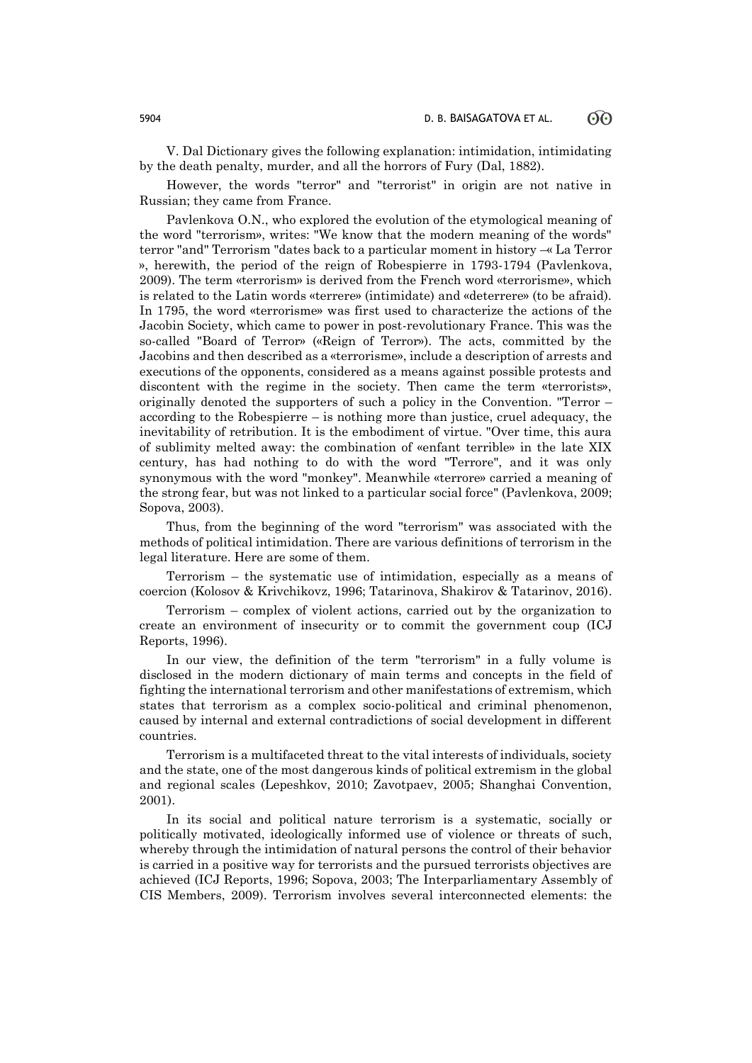V. Dal Dictionary gives the following explanation: intimidation, intimidating by the death penalty, murder, and all the horrors of Fury (Dal, 1882).

However, the words "terror" and "terrorist" in origin are not native in Russian; they came from France.

Pavlenkova O.N., who explored the evolution of the etymological meaning of the word "terrorism», writes: "We know that the modern meaning of the words" terror "and" Terrorism "dates back to a particular moment in history –« La Terror », herewith, the period of the reign of Robespierre in 1793-1794 (Pavlenkova, 2009). The term «terrorism» is derived from the French word «terrorisme», which is related to the Latin words «terrere» (intimidate) and «deterrere» (to be afraid). In 1795, the word «terrorisme» was first used to characterize the actions of the Jacobin Society, which came to power in post-revolutionary France. This was the so-called "Board of Terror» («Reign of Terror»). The acts, committed by the Jacobins and then described as a «terrorisme», include a description of arrests and executions of the opponents, considered as a means against possible protests and discontent with the regime in the society. Then came the term «terrorists», originally denoted the supporters of such a policy in the Convention. "Terror – according to the Robespierre – is nothing more than justice, cruel adequacy, the inevitability of retribution. It is the embodiment of virtue. "Over time, this aura of sublimity melted away: the combination of «enfant terrible» in the late XIX century, has had nothing to do with the word "Terrore", and it was only synonymous with the word "monkey". Meanwhile «terrore» carried a meaning of the strong fear, but was not linked to a particular social force" (Pavlenkova, 2009; Sopova, 2003).

Thus, from the beginning of the word "terrorism" was associated with the methods of political intimidation. There are various definitions of terrorism in the legal literature. Here are some of them.

Terrorism – the systematic use of intimidation, especially as a means of coercion (Kolosov & Krivchikovz, 1996; Tatarinova, Shakirov & Tatarinov, 2016).

Terrorism – complex of violent actions, carried out by the organization to create an environment of insecurity or to commit the government coup (ICJ Reports, 1996).

In our view, the definition of the term "terrorism" in a fully volume is disclosed in the modern dictionary of main terms and concepts in the field of fighting the international terrorism and other manifestations of extremism, which states that terrorism as a complex socio-political and criminal phenomenon, caused by internal and external contradictions of social development in different countries.

Terrorism is a multifaceted threat to the vital interests of individuals, society and the state, one of the most dangerous kinds of political extremism in the global and regional scales (Lepeshkov, 2010; Zavotpaev, 2005; Shanghai Convention, 2001).

In its social and political nature terrorism is a systematic, socially or politically motivated, ideologically informed use of violence or threats of such, whereby through the intimidation of natural persons the control of their behavior is carried in a positive way for terrorists and the pursued terrorists objectives are achieved (ICJ Reports, 1996; Sopova, 2003; The Interparliamentary Assembly of CIS Members, 2009). Terrorism involves several interconnected elements: the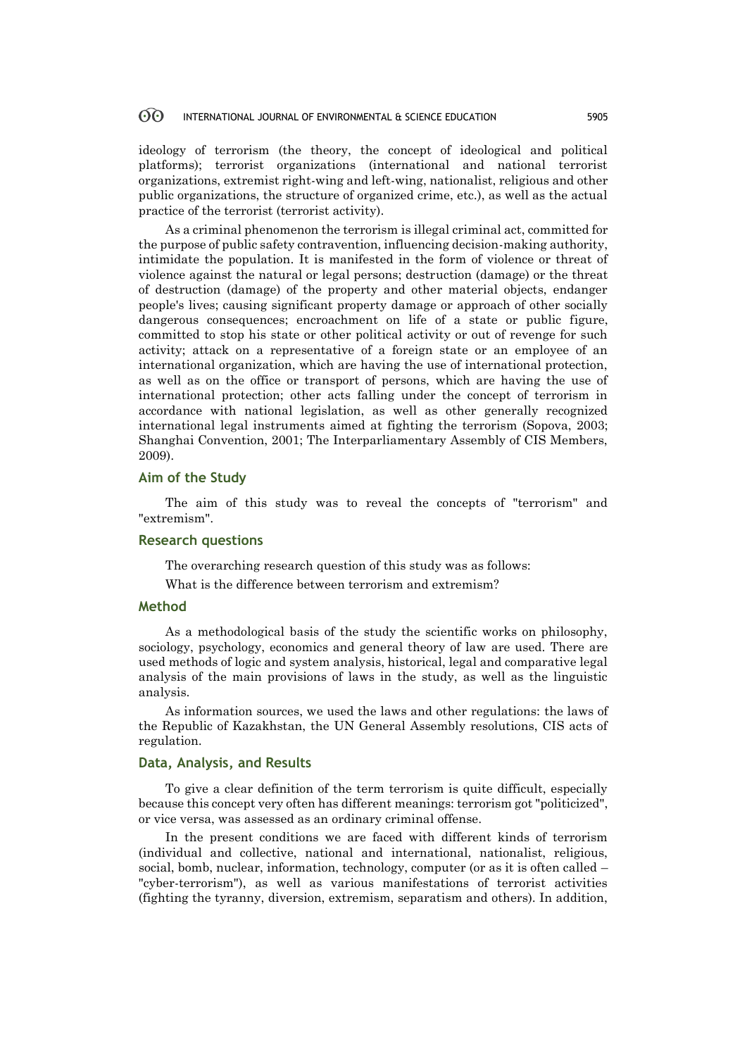ideology of terrorism (the theory, the concept of ideological and political platforms); terrorist organizations (international and national terrorist organizations, extremist right-wing and left-wing, nationalist, religious and other public organizations, the structure of organized crime, etc.), as well as the actual practice of the terrorist (terrorist activity).

As a criminal phenomenon the terrorism is illegal criminal act, committed for the purpose of public safety contravention, influencing decision-making authority, intimidate the population. It is manifested in the form of violence or threat of violence against the natural or legal persons; destruction (damage) or the threat of destruction (damage) of the property and other material objects, endanger people's lives; causing significant property damage or approach of other socially dangerous consequences; encroachment on life of a state or public figure, committed to stop his state or other political activity or out of revenge for such activity; attack on a representative of a foreign state or an employee of an international organization, which are having the use of international protection, as well as on the office or transport of persons, which are having the use of international protection; other acts falling under the concept of terrorism in accordance with national legislation, as well as other generally recognized international legal instruments aimed at fighting the terrorism (Sopova, 2003; Shanghai Convention, 2001; The Interparliamentary Assembly of CIS Members, 2009).

## Aim of the Study

The aim of this study was to reveal the concepts of "terrorism" and "extremism".

## Research questions

The overarching research question of this study was as follows:

What is the difference between terrorism and extremism?

## Method

As a methodological basis of the study the scientific works on philosophy, sociology, psychology, economics and general theory of law are used. There are used methods of logic and system analysis, historical, legal and comparative legal analysis of the main provisions of laws in the study, as well as the linguistic analysis.

As information sources, we used the laws and other regulations: the laws of the Republic of Kazakhstan, the UN General Assembly resolutions, CIS acts of regulation.

## Data, Analysis, and Results

To give a clear definition of the term terrorism is quite difficult, especially because this concept very often has different meanings: terrorism got "politicized", or vice versa, was assessed as an ordinary criminal offense.

In the present conditions we are faced with different kinds of terrorism (individual and collective, national and international, nationalist, religious, social, bomb, nuclear, information, technology, computer (or as it is often called – "cyber-terrorism"), as well as various manifestations of terrorist activities (fighting the tyranny, diversion, extremism, separatism and others). In addition,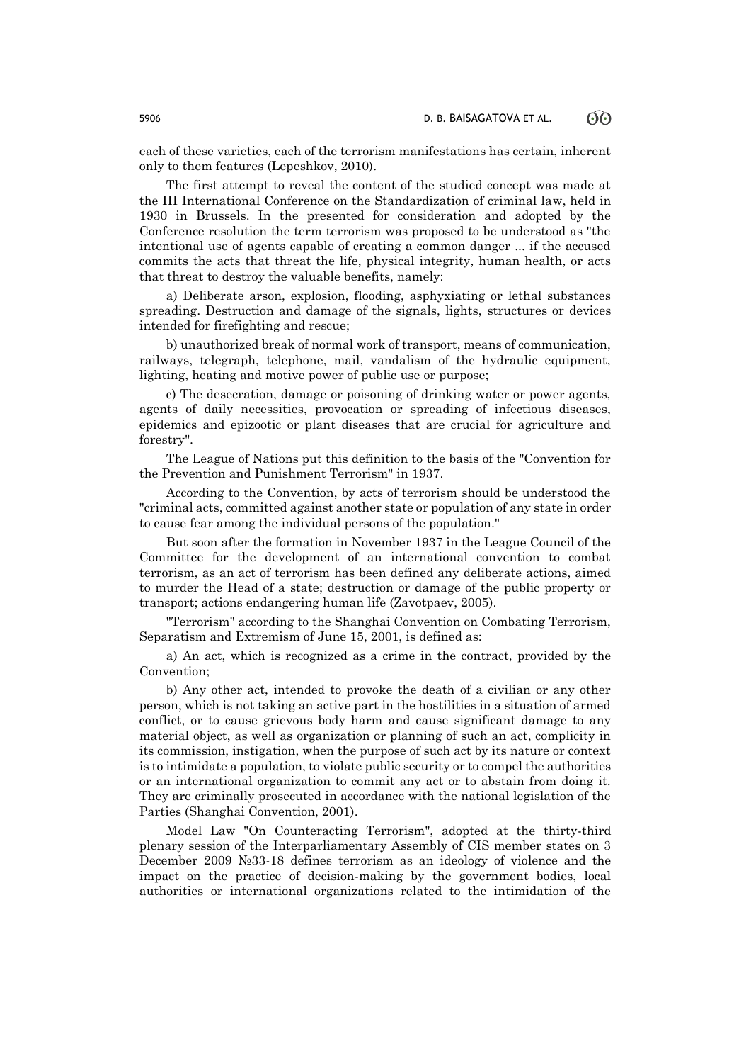each of these varieties, each of the terrorism manifestations has certain, inherent only to them features (Lepeshkov, 2010).

The first attempt to reveal the content of the studied concept was made at the III International Conference on the Standardization of criminal law, held in 1930 in Brussels. In the presented for consideration and adopted by the Conference resolution the term terrorism was proposed to be understood as "the intentional use of agents capable of creating a common danger ... if the accused commits the acts that threat the life, physical integrity, human health, or acts that threat to destroy the valuable benefits, namely:

a) Deliberate arson, explosion, flooding, asphyxiating or lethal substances spreading. Destruction and damage of the signals, lights, structures or devices intended for firefighting and rescue;

b) unauthorized break of normal work of transport, means of communication, railways, telegraph, telephone, mail, vandalism of the hydraulic equipment, lighting, heating and motive power of public use or purpose;

c) The desecration, damage or poisoning of drinking water or power agents, agents of daily necessities, provocation or spreading of infectious diseases, epidemics and epizootic or plant diseases that are crucial for agriculture and forestry".

The League of Nations put this definition to the basis of the "Convention for the Prevention and Punishment Terrorism" in 1937.

According to the Convention, by acts of terrorism should be understood the "criminal acts, committed against another state or population of any state in order to cause fear among the individual persons of the population."

But soon after the formation in November 1937 in the League Council of the Committee for the development of an international convention to combat terrorism, as an act of terrorism has been defined any deliberate actions, aimed to murder the Head of a state; destruction or damage of the public property or transport; actions endangering human life (Zavotpaev, 2005).

"Terrorism" according to the Shanghai Convention on Combating Terrorism, Separatism and Extremism of June 15, 2001, is defined as:

a) An act, which is recognized as a crime in the contract, provided by the Convention;

b) Any other act, intended to provoke the death of a civilian or any other person, which is not taking an active part in the hostilities in a situation of armed conflict, or to cause grievous body harm and cause significant damage to any material object, as well as organization or planning of such an act, complicity in its commission, instigation, when the purpose of such act by its nature or context is to intimidate a population, to violate public security or to compel the authorities or an international organization to commit any act or to abstain from doing it. They are criminally prosecuted in accordance with the national legislation of the Parties (Shanghai Convention, 2001).

Model Law "On Counteracting Terrorism", adopted at the thirty-third plenary session of the Interparliamentary Assembly of CIS member states on 3 December 2009 №33-18 defines terrorism as an ideology of violence and the impact on the practice of decision-making by the government bodies, local authorities or international organizations related to the intimidation of the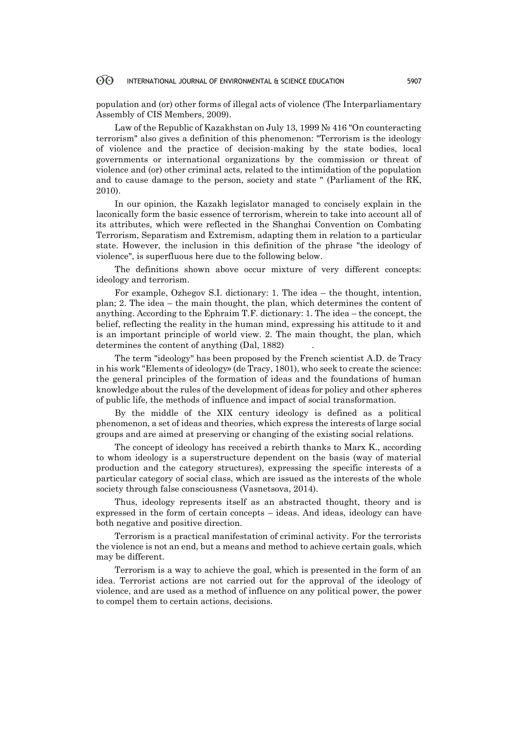population and (or) other forms of illegal acts of violence (The Interparliamentary Assembly of CIS Members, 2009).

Law of the Republic of Kazakhstan on July 13, 1999 № 416 "On counteracting terrorism" also gives a definition of this phenomenon: "Terrorism is the ideology of violence and the practice of decision-making by the state bodies, local governments or international organizations by the commission or threat of violence and (or) other criminal acts, related to the intimidation of the population and to cause damage to the person, society and state " (Parliament of the RK, 2010).

In our opinion, the Kazakh legislator managed to concisely explain in the laconically form the basic essence of terrorism, wherein to take into account all of its attributes, which were reflected in the Shanghai Convention on Combating Terrorism, Separatism and Extremism, adapting them in relation to a particular state. However, the inclusion in this definition of the phrase "the ideology of violence", is superfluous here due to the following below.

The definitions shown above occur mixture of very different concepts: ideology and terrorism.

For example, Ozhegov S.I. dictionary: 1. The idea – the thought, intention, plan; 2. The idea – the main thought, the plan, which determines the content of anything. According to the Ephraim T.F. dictionary: 1. The idea – the concept, the belief, reflecting the reality in the human mind, expressing his attitude to it and is an important principle of world view. 2. The main thought, the plan, which determines the content of anything (Dal, 1882) .

The term "ideology" has been proposed by the French scientist A.D. de Tracy in his work "Elements of ideology» (de Tracy, 1801), who seek to create the science: the general principles of the formation of ideas and the foundations of human knowledge about the rules of the development of ideas for policy and other spheres of public life, the methods of influence and impact of social transformation.

By the middle of the XIX century ideology is defined as a political phenomenon, a set of ideas and theories, which express the interests of large social groups and are aimed at preserving or changing of the existing social relations.

The concept of ideology has received a rebirth thanks to Marx K., according to whom ideology is a superstructure dependent on the basis (way of material production and the category structures), expressing the specific interests of a particular category of social class, which are issued as the interests of the whole society through false consciousness (Vasnetsova, 2014).

Thus, ideology represents itself as an abstracted thought, theory and is expressed in the form of certain concepts – ideas. And ideas, ideology can have both negative and positive direction.

Terrorism is a practical manifestation of criminal activity. For the terrorists the violence is not an end, but a means and method to achieve certain goals, which may be different.

Terrorism is a way to achieve the goal, which is presented in the form of an idea. Terrorist actions are not carried out for the approval of the ideology of violence, and are used as a method of influence on any political power, the power to compel them to certain actions, decisions.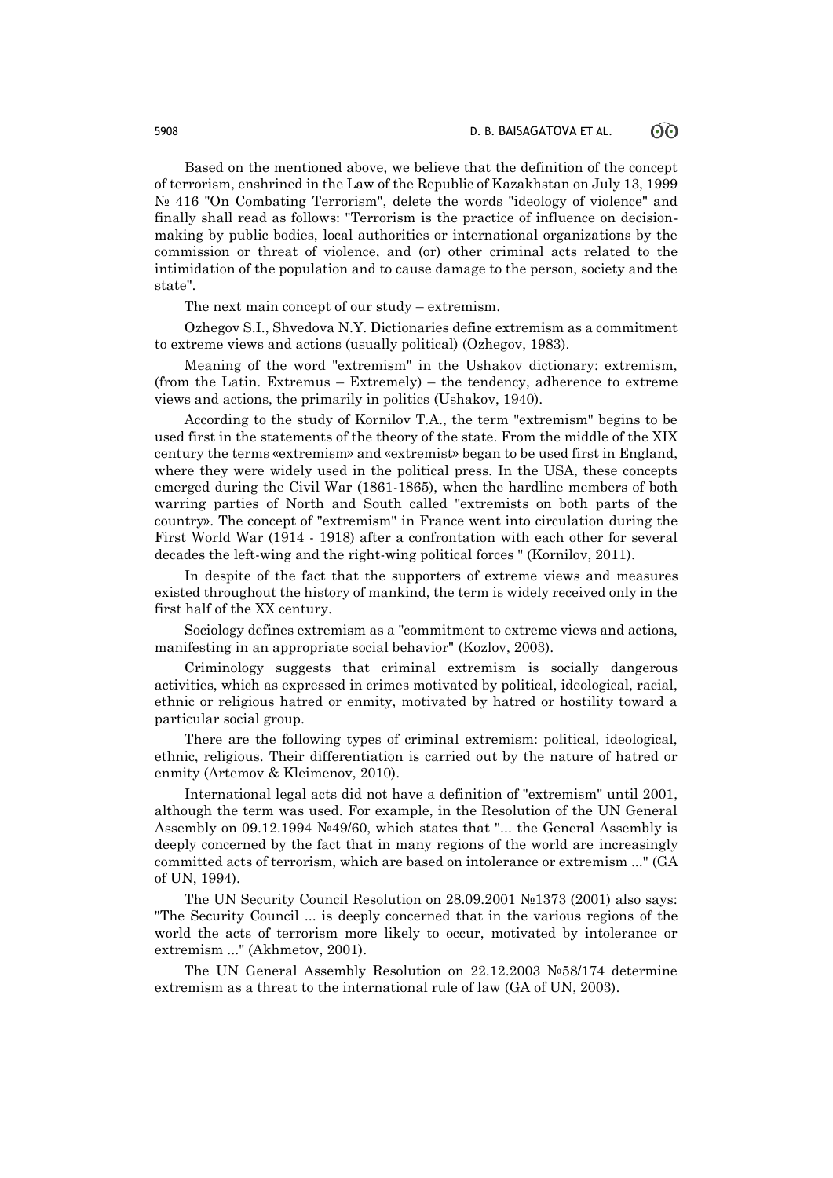Based on the mentioned above, we believe that the definition of the concept of terrorism, enshrined in the Law of the Republic of Kazakhstan on July 13, 1999 № 416 "On Combating Terrorism", delete the words "ideology of violence" and finally shall read as follows: "Terrorism is the practice of influence on decision-making by public bodies, local authorities or international organizations by the commission or threat of violence, and (or) other criminal acts related to the intimidation of the population and to cause damage to the person, society and the state".

The next main concept of our study – extremism.

Ozhegov S.I., Shvedova N.Y. Dictionaries define extremism as a commitment to extreme views and actions (usually political) (Ozhegov, 1983).

Meaning of the word "extremism" in the Ushakov dictionary: extremism, (from the Latin. Extremus – Extremely) – the tendency, adherence to extreme views and actions, the primarily in politics (Ushakov, 1940).

According to the study of Kornilov T.A., the term "extremism" begins to be used first in the statements of the theory of the state. From the middle of the XIX century the terms «extremism» and «extremist» began to be used first in England, where they were widely used in the political press. In the USA, these concepts emerged during the Civil War (1861-1865), when the hardline members of both warring parties of North and South called "extremists on both parts of the country». The concept of "extremism" in France went into circulation during the First World War (1914 - 1918) after a confrontation with each other for several decades the left-wing and the right-wing political forces " (Kornilov, 2011).

In despite of the fact that the supporters of extreme views and measures existed throughout the history of mankind, the term is widely received only in the first half of the XX century.

Sociology defines extremism as a "commitment to extreme views and actions, manifesting in an appropriate social behavior" (Kozlov, 2003).

Criminology suggests that criminal extremism is socially dangerous activities, which as expressed in crimes motivated by political, ideological, racial, ethnic or religious hatred or enmity, motivated by hatred or hostility toward a particular social group.

There are the following types of criminal extremism: political, ideological, ethnic, religious. Their differentiation is carried out by the nature of hatred or enmity (Artemov & Kleimenov, 2010).

International legal acts did not have a definition of "extremism" until 2001, although the term was used. For example, in the Resolution of the UN General Assembly on 09.12.1994 №49/60, which states that "... the General Assembly is deeply concerned by the fact that in many regions of the world are increasingly committed acts of terrorism, which are based on intolerance or extremism ..." (GA of UN, 1994).

The UN Security Council Resolution on 28.09.2001 №1373 (2001) also says: "The Security Council ... is deeply concerned that in the various regions of the world the acts of terrorism more likely to occur, motivated by intolerance or extremism ..." (Akhmetov, 2001).

The UN General Assembly Resolution on 22.12.2003 №58/174 determine extremism as a threat to the international rule of law (GA of UN, 2003).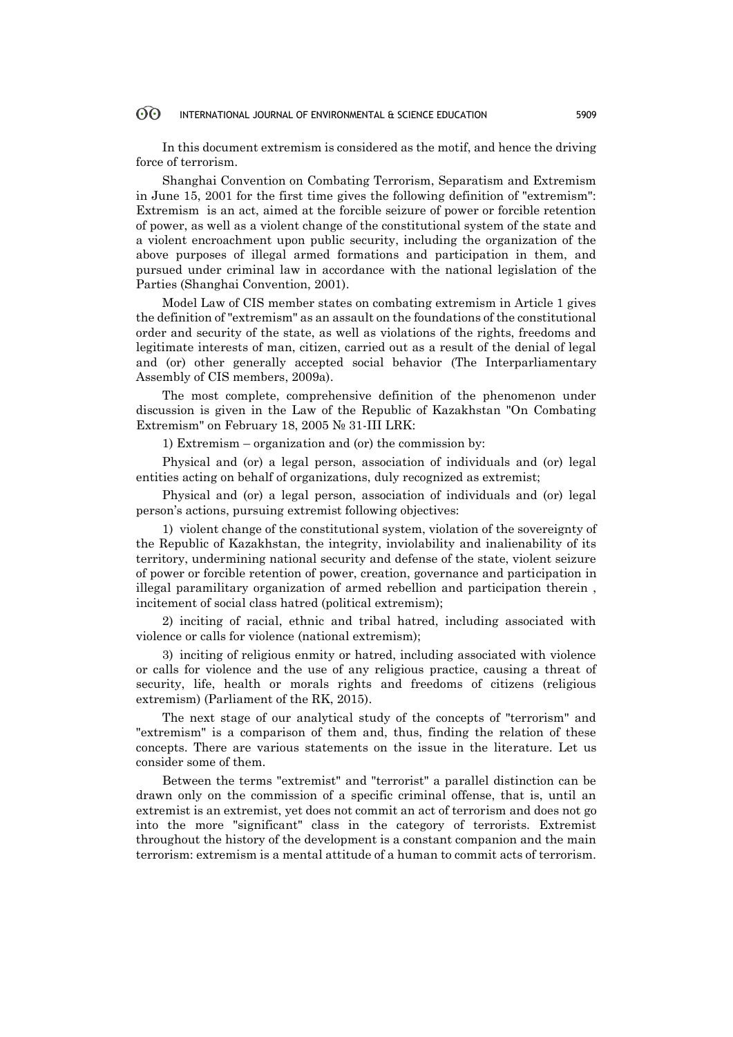In this document extremism is considered as the motif, and hence the driving force of terrorism.

Shanghai Convention on Combating Terrorism, Separatism and Extremism in June 15, 2001 for the first time gives the following definition of "extremism": Extremism is an act, aimed at the forcible seizure of power or forcible retention of power, as well as a violent change of the constitutional system of the state and a violent encroachment upon public security, including the organization of the above purposes of illegal armed formations and participation in them, and pursued under criminal law in accordance with the national legislation of the Parties (Shanghai Convention, 2001).

Model Law of CIS member states on combating extremism in Article 1 gives the definition of "extremism" as an assault on the foundations of the constitutional order and security of the state, as well as violations of the rights, freedoms and legitimate interests of man, citizen, carried out as a result of the denial of legal and (or) other generally accepted social behavior (The Interparliamentary Assembly of CIS members, 2009a).

The most complete, comprehensive definition of the phenomenon under discussion is given in the Law of the Republic of Kazakhstan "On Combating Extremism" on February 18, 2005 № 31-III LRK:

1) Extremism – organization and (or) the commission by:

Physical and (or) a legal person, association of individuals and (or) legal entities acting on behalf of organizations, duly recognized as extremist;

Physical and (or) a legal person, association of individuals and (or) legal person's actions, pursuing extremist following objectives:

1) violent change of the constitutional system, violation of the sovereignty of the Republic of Kazakhstan, the integrity, inviolability and inalienability of its territory, undermining national security and defense of the state, violent seizure of power or forcible retention of power, creation, governance and participation in illegal paramilitary organization of armed rebellion and participation therein , incitement of social class hatred (political extremism);

2) inciting of racial, ethnic and tribal hatred, including associated with violence or calls for violence (national extremism);

3) inciting of religious enmity or hatred, including associated with violence or calls for violence and the use of any religious practice, causing a threat of security, life, health or morals rights and freedoms of citizens (religious extremism) (Parliament of the RK, 2015).

The next stage of our analytical study of the concepts of "terrorism" and "extremism" is a comparison of them and, thus, finding the relation of these concepts. There are various statements on the issue in the literature. Let us consider some of them.

Between the terms "extremist" and "terrorist" a parallel distinction can be drawn only on the commission of a specific criminal offense, that is, until an extremist is an extremist, yet does not commit an act of terrorism and does not go into the more "significant" class in the category of terrorists. Extremist throughout the history of the development is a constant companion and the main terrorism: extremism is a mental attitude of a human to commit acts of terrorism.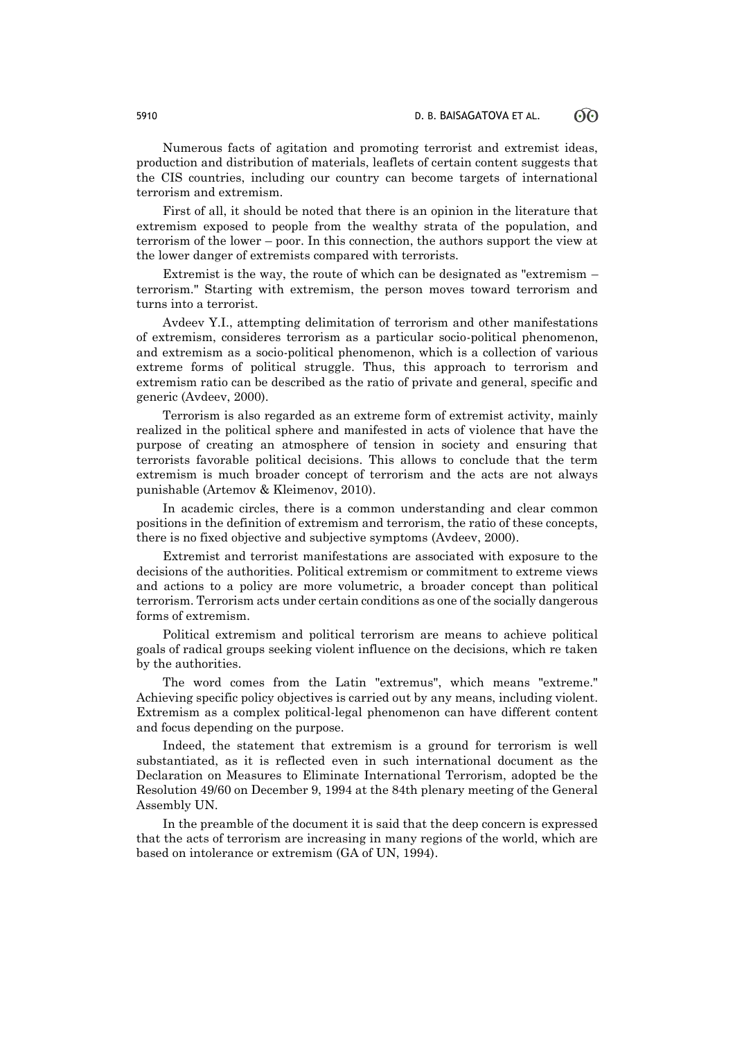Numerous facts of agitation and promoting terrorist and extremist ideas, production and distribution of materials, leaflets of certain content suggests that the CIS countries, including our country can become targets of international terrorism and extremism.

First of all, it should be noted that there is an opinion in the literature that extremism exposed to people from the wealthy strata of the population, and terrorism of the lower – poor. In this connection, the authors support the view at the lower danger of extremists compared with terrorists.

Extremist is the way, the route of which can be designated as "extremism – terrorism." Starting with extremism, the person moves toward terrorism and turns into a terrorist.

Avdeev Y.I., attempting delimitation of terrorism and other manifestations of extremism, consideres terrorism as a particular socio-political phenomenon, and extremism as a socio-political phenomenon, which is a collection of various extreme forms of political struggle. Thus, this approach to terrorism and extremism ratio can be described as the ratio of private and general, specific and generic (Avdeev, 2000).

Terrorism is also regarded as an extreme form of extremist activity, mainly realized in the political sphere and manifested in acts of violence that have the purpose of creating an atmosphere of tension in society and ensuring that terrorists favorable political decisions. This allows to conclude that the term extremism is much broader concept of terrorism and the acts are not always punishable (Artemov & Kleimenov, 2010).

In academic circles, there is a common understanding and clear common positions in the definition of extremism and terrorism, the ratio of these concepts, there is no fixed objective and subjective symptoms (Avdeev, 2000).

Extremist and terrorist manifestations are associated with exposure to the decisions of the authorities. Political extremism or commitment to extreme views and actions to a policy are more volumetric, a broader concept than political terrorism. Terrorism acts under certain conditions as one of the socially dangerous forms of extremism.

Political extremism and political terrorism are means to achieve political goals of radical groups seeking violent influence on the decisions, which re taken by the authorities.

The word comes from the Latin "extremus", which means "extreme." Achieving specific policy objectives is carried out by any means, including violent. Extremism as a complex political-legal phenomenon can have different content and focus depending on the purpose.

Indeed, the statement that extremism is a ground for terrorism is well substantiated, as it is reflected even in such international document as the Declaration on Measures to Eliminate International Terrorism, adopted be the Resolution 49/60 on December 9, 1994 at the 84th plenary meeting of the General Assembly UN.

In the preamble of the document it is said that the deep concern is expressed that the acts of terrorism are increasing in many regions of the world, which are based on intolerance or extremism (GA of UN, 1994).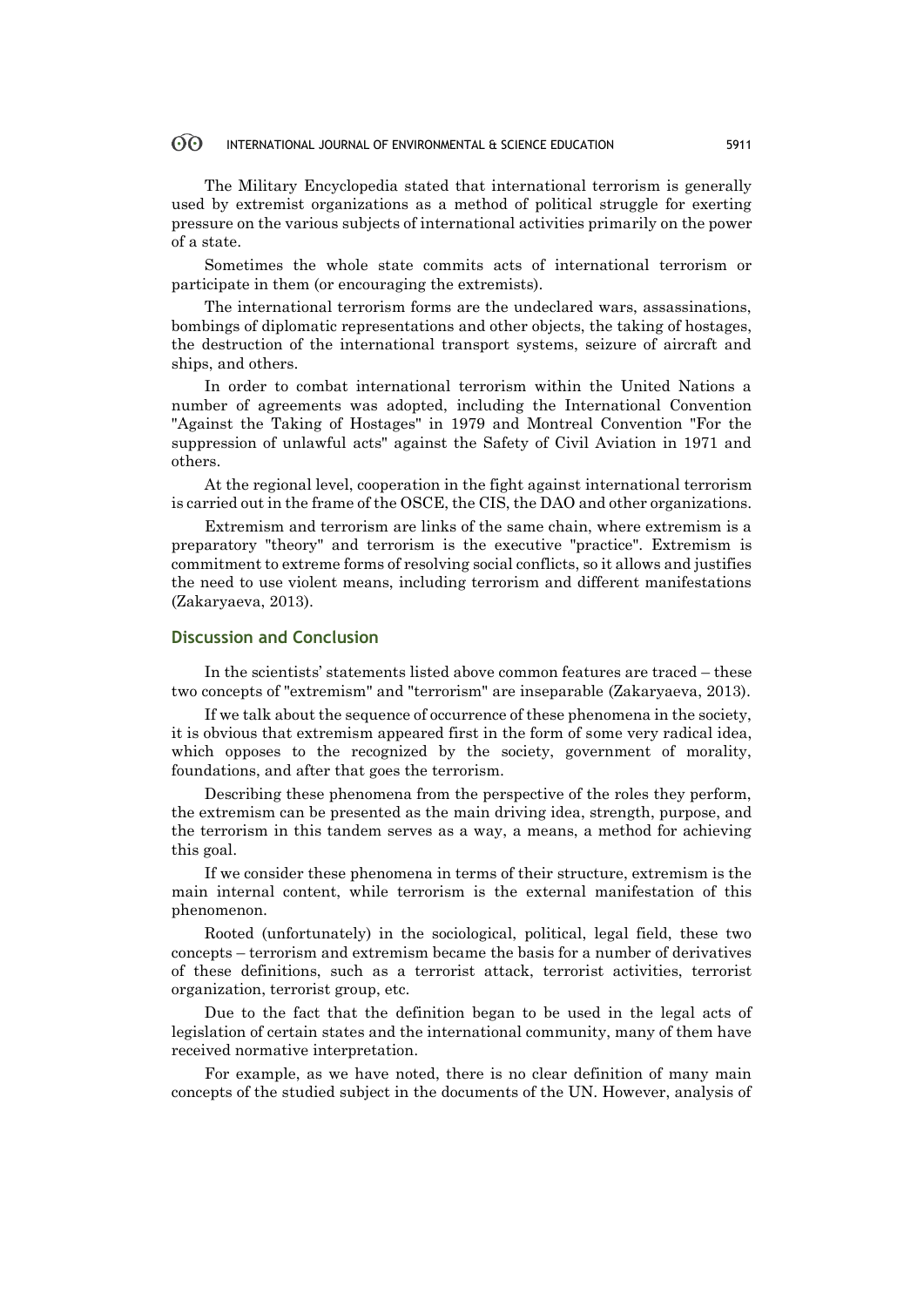The Military Encyclopedia stated that international terrorism is generally used by extremist organizations as a method of political struggle for exerting pressure on the various subjects of international activities primarily on the power of a state.

Sometimes the whole state commits acts of international terrorism or participate in them (or encouraging the extremists).

The international terrorism forms are the undeclared wars, assassinations, bombings of diplomatic representations and other objects, the taking of hostages, the destruction of the international transport systems, seizure of aircraft and ships, and others.

In order to combat international terrorism within the United Nations a number of agreements was adopted, including the International Convention "Against the Taking of Hostages" in 1979 and Montreal Convention "For the suppression of unlawful acts" against the Safety of Civil Aviation in 1971 and others.

At the regional level, cooperation in the fight against international terrorism is carried out in the frame of the OSCE, the CIS, the DAO and other organizations.

Extremism and terrorism are links of the same chain, where extremism is a preparatory "theory" and terrorism is the executive "practice". Extremism is commitment to extreme forms of resolving social conflicts, so it allows and justifies the need to use violent means, including terrorism and different manifestations (Zakaryaeva, 2013).

## Discussion and Conclusion

In the scientists' statements listed above common features are traced – these two concepts of "extremism" and "terrorism" are inseparable (Zakaryaeva, 2013).

If we talk about the sequence of occurrence of these phenomena in the society, it is obvious that extremism appeared first in the form of some very radical idea, which opposes to the recognized by the society, government of morality, foundations, and after that goes the terrorism.

Describing these phenomena from the perspective of the roles they perform, the extremism can be presented as the main driving idea, strength, purpose, and the terrorism in this tandem serves as a way, a means, a method for achieving this goal.

If we consider these phenomena in terms of their structure, extremism is the main internal content, while terrorism is the external manifestation of this phenomenon.

Rooted (unfortunately) in the sociological, political, legal field, these two concepts – terrorism and extremism became the basis for a number of derivatives of these definitions, such as a terrorist attack, terrorist activities, terrorist organization, terrorist group, etc.

Due to the fact that the definition began to be used in the legal acts of legislation of certain states and the international community, many of them have received normative interpretation.

For example, as we have noted, there is no clear definition of many main concepts of the studied subject in the documents of the UN. However, analysis of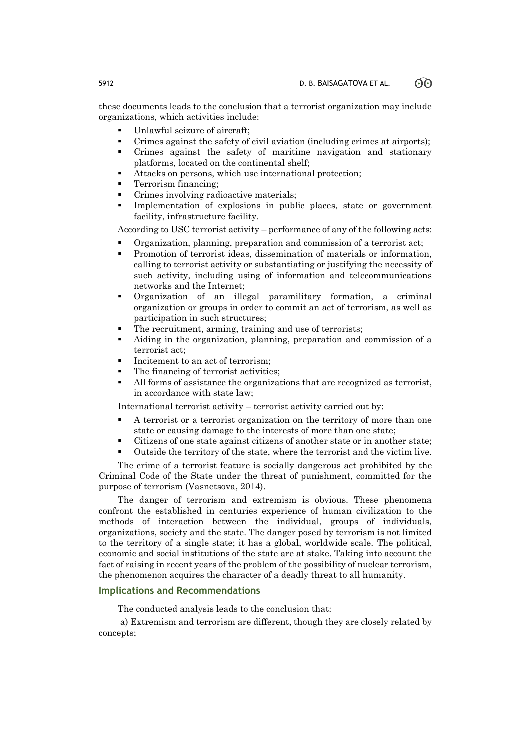these documents leads to the conclusion that a terrorist organization may include organizations, which activities include:

- Unlawful seizure of aircraft;
- Crimes against the safety of civil aviation (including crimes at airports);
- Crimes against the safety of maritime navigation and stationary platforms, located on the continental shelf;
- Attacks on persons, which use international protection;
- Terrorism financing;
- Crimes involving radioactive materials;
- Implementation of explosions in public places, state or government facility, infrastructure facility.

According to USC terrorist activity – performance of any of the following acts:

- Organization, planning, preparation and commission of a terrorist act;
- Promotion of terrorist ideas, dissemination of materials or information, calling to terrorist activity or substantiating or justifying the necessity of such activity, including using of information and telecommunications networks and the Internet;
- Organization of an illegal paramilitary formation, a criminal organization or groups in order to commit an act of terrorism, as well as participation in such structures;
- The recruitment, arming, training and use of terrorists;
- Aiding in the organization, planning, preparation and commission of a terrorist act;
- Incitement to an act of terrorism;
- The financing of terrorist activities;
- All forms of assistance the organizations that are recognized as terrorist, in accordance with state law;

International terrorist activity – terrorist activity carried out by:

- A terrorist or a terrorist organization on the territory of more than one state or causing damage to the interests of more than one state;
- Citizens of one state against citizens of another state or in another state;
- Outside the territory of the state, where the terrorist and the victim live.

The crime of a terrorist feature is socially dangerous act prohibited by the Criminal Code of the State under the threat of punishment, committed for the purpose of terrorism (Vasnetsova, 2014).

The danger of terrorism and extremism is obvious. These phenomena confront the established in centuries experience of human civilization to the methods of interaction between the individual, groups of individuals, organizations, society and the state. The danger posed by terrorism is not limited to the territory of a single state; it has a global, worldwide scale. The political, economic and social institutions of the state are at stake. Taking into account the fact of raising in recent years of the problem of the possibility of nuclear terrorism, the phenomenon acquires the character of a deadly threat to all humanity.

## Implications and Recommendations

The conducted analysis leads to the conclusion that:

a) Extremism and terrorism are different, though they are closely related by concepts;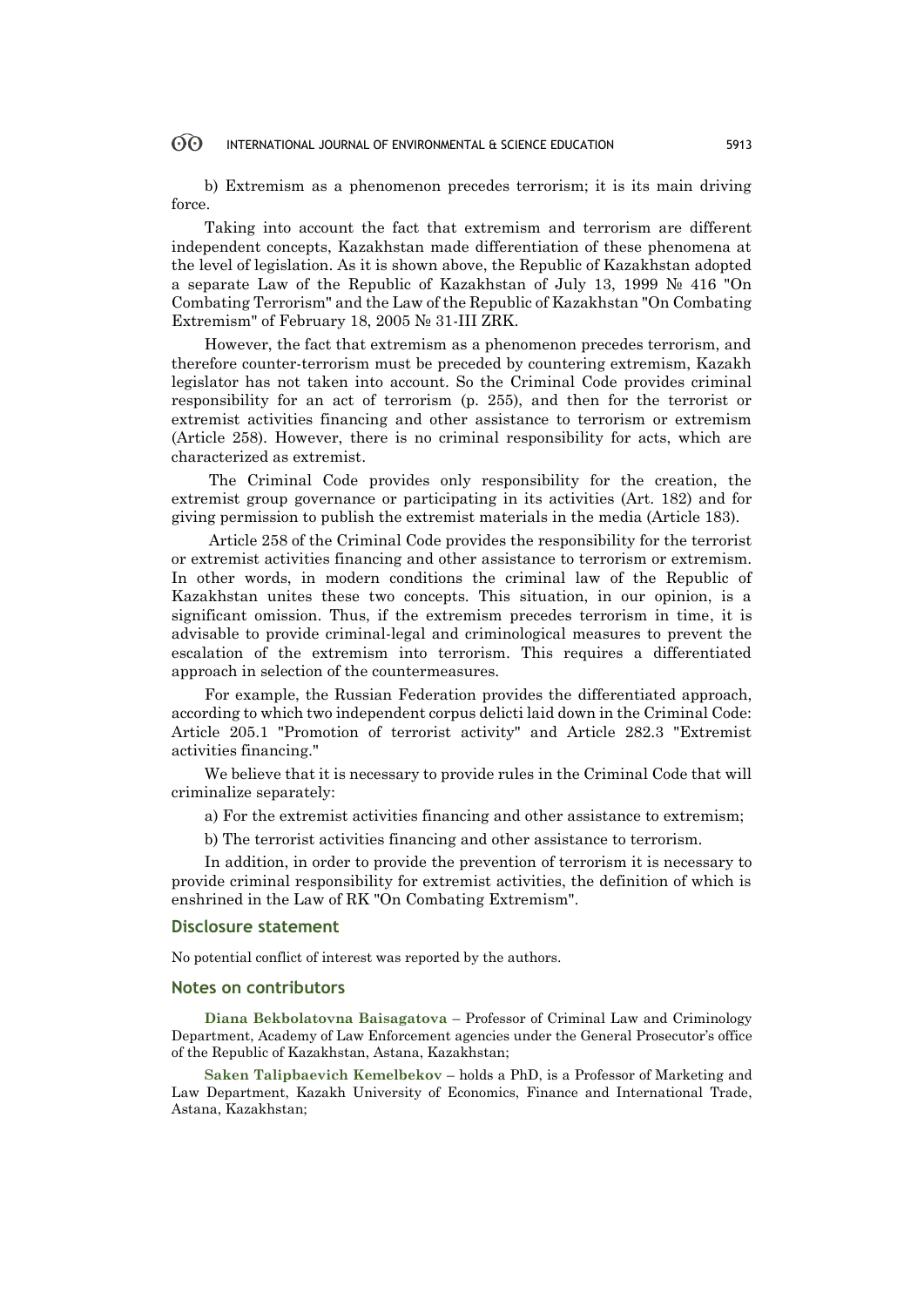b) Extremism as a phenomenon precedes terrorism; it is its main driving force.

Taking into account the fact that extremism and terrorism are different independent concepts, Kazakhstan made differentiation of these phenomena at the level of legislation. As it is shown above, the Republic of Kazakhstan adopted a separate Law of the Republic of Kazakhstan of July 13, 1999 № 416 "On Combating Terrorism" and the Law of the Republic of Kazakhstan "On Combating Extremism" of February 18, 2005 № 31-III ZRK.

However, the fact that extremism as a phenomenon precedes terrorism, and therefore counter-terrorism must be preceded by countering extremism, Kazakh legislator has not taken into account. So the Criminal Code provides criminal responsibility for an act of terrorism (p. 255), and then for the terrorist or extremist activities financing and other assistance to terrorism or extremism (Article 258). However, there is no criminal responsibility for acts, which are characterized as extremist.

The Criminal Code provides only responsibility for the creation, the extremist group governance or participating in its activities (Art. 182) and for giving permission to publish the extremist materials in the media (Article 183).

Article 258 of the Criminal Code provides the responsibility for the terrorist or extremist activities financing and other assistance to terrorism or extremism. In other words, in modern conditions the criminal law of the Republic of Kazakhstan unites these two concepts. This situation, in our opinion, is a significant omission. Thus, if the extremism precedes terrorism in time, it is advisable to provide criminal-legal and criminological measures to prevent the escalation of the extremism into terrorism. This requires a differentiated approach in selection of the countermeasures.

For example, the Russian Federation provides the differentiated approach, according to which two independent corpus delicti laid down in the Criminal Code: Article 205.1 "Promotion of terrorist activity" and Article 282.3 "Extremist activities financing."

We believe that it is necessary to provide rules in the Criminal Code that will criminalize separately:

a) For the extremist activities financing and other assistance to extremism;

b) The terrorist activities financing and other assistance to terrorism.

In addition, in order to provide the prevention of terrorism it is necessary to provide criminal responsibility for extremist activities, the definition of which is enshrined in the Law of RK "On Combating Extremism".

## Disclosure statement

No potential conflict of interest was reported by the authors.

## Notes on contributors

**Diana Bekbolatovna Baisagatova** – Professor of Criminal Law and Criminology Department, Academy of Law Enforcement agencies under the General Prosecutor's office of the Republic of Kazakhstan, Astana, Kazakhstan;

**Saken Talipbaevich Kemelbekov** – holds a PhD, is a Professor of Marketing and Law Department, Kazakh University of Economics, Finance and International Trade, Astana, Kazakhstan;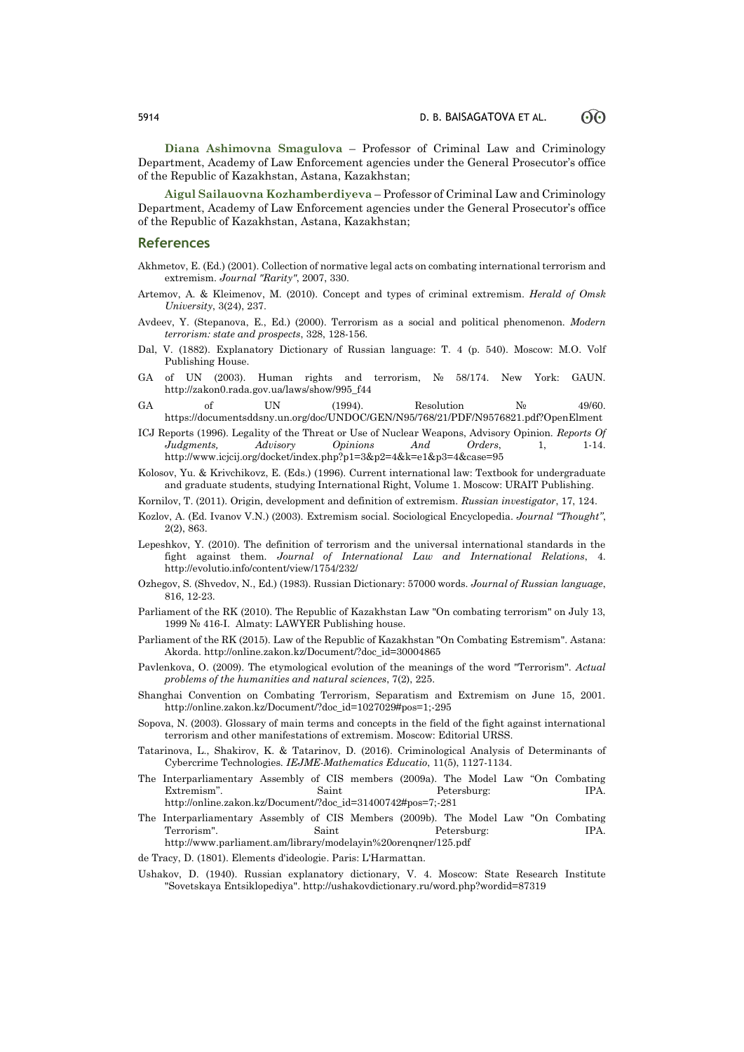**Diana Ashimovna Smagulova** – Professor of Criminal Law and Criminology Department, Academy of Law Enforcement agencies under the General Prosecutor's office of the Republic of Kazakhstan, Astana, Kazakhstan;

**Aigul Sailauovna Kozhamberdiyeva** – Professor of Criminal Law and Criminology Department, Academy of Law Enforcement agencies under the General Prosecutor's office of the Republic of Kazakhstan, Astana, Kazakhstan;

## References

Akhmetov, E. (Ed.) (2001). Collection of normative legal acts on combating international terrorism and extremism. *Journal "Rarity"*, 2007, 330.

Artemov, A. & Kleimenov, M. (2010). Concept and types of criminal extremism. *Herald of Omsk University*, 3(24), 237.

Avdeev, Y. (Stepanova, E., Ed.) (2000). Terrorism as a social and political phenomenon. *Modern terrorism: state and prospects*, 328, 128-156.

Dal, V. (1882). Explanatory Dictionary of Russian language: T. 4 (p. 540). Moscow: M.O. Volf Publishing House.

GA of UN (2003). Human rights and terrorism, № 58/174. New York: GAUN. http://zakon0.rada.gov.ua/laws/show/995_f44

GA of UN (1994). Resolution № 49/60. https://documentsddsny.un.org/doc/UNDOC/GEN/N95/768/21/PDF/N9576821.pdf?OpenElment

ICJ Reports (1996). Legality of the Threat or Use of Nuclear Weapons, Advisory Opinion. *Reports Of Judgments, Advisory Opinions And Orders*, 1, 1-14. http://www.icjcij.org/docket/index.php?p1=3&p2=4&k=e1&p3=4&case=95

Kolosov, Yu. & Krivchikovz, E. (Eds.) (1996). Current international law: Textbook for undergraduate and graduate students, studying International Right, Volume 1. Moscow: URAIT Publishing.

Kornilov, T. (2011). Origin, development and definition of extremism. *Russian investigator*, 17, 124.

Kozlov, A. (Ed. Ivanov V.N.) (2003). Extremism social. Sociological Encyclopedia. *Journal "Thought"*, 2(2), 863.

Lepeshkov, Y. (2010). The definition of terrorism and the universal international standards in the fight against them. *Journal of International Law and International Relations*, 4. http://evolutio.info/content/view/1754/232/

Ozhegov, S. (Shvedov, N., Ed.) (1983). Russian Dictionary: 57000 words. *Journal of Russian language*, 816, 12-23.

Parliament of the RK (2010). The Republic of Kazakhstan Law "On combating terrorism" on July 13, 1999 № 416-I. Almaty: LAWYER Publishing house.

Parliament of the RK (2015). Law of the Republic of Kazakhstan "On Combating Estremism". Astana: Akorda. http://online.zakon.kz/Document/?doc_id=30004865

Pavlenkova, O. (2009). The etymological evolution of the meanings of the word "Terrorism". *Actual problems of the humanities and natural sciences*, 7(2), 225.

Shanghai Convention on Combating Terrorism, Separatism and Extremism on June 15, 2001. http://online.zakon.kz/Document/?doc_id=1027029#pos=1;-295

Sopova, N. (2003). Glossary of main terms and concepts in the field of the fight against international terrorism and other manifestations of extremism. Moscow: Editorial URSS.

Tatarinova, L., Shakirov, K. & Tatarinov, D. (2016). Criminological Analysis of Determinants of Cybercrime Technologies. *IEJME-Mathematics Educatio*, 11(5), 1127-1134.

The Interparliamentary Assembly of CIS members (2009a). The Model Law "On Combating Extremism". Saint Petersburg: IPA. http://online.zakon.kz/Document/?doc_id=31400742#pos=7;-281

The Interparliamentary Assembly of CIS Members (2009b). The Model Law "On Combating Terrorism". Saint Petersburg: IPA. http://www.parliament.am/library/modelayin%20orenqner/125.pdf

de Tracy, D. (1801). Elements d'ideologie. Paris: L'Harmattan.

Ushakov, D. (1940). Russian explanatory dictionary, V. 4. Moscow: State Research Institute "Sovetskaya Entsiklopediya". http://ushakovdictionary.ru/word.php?wordid=87319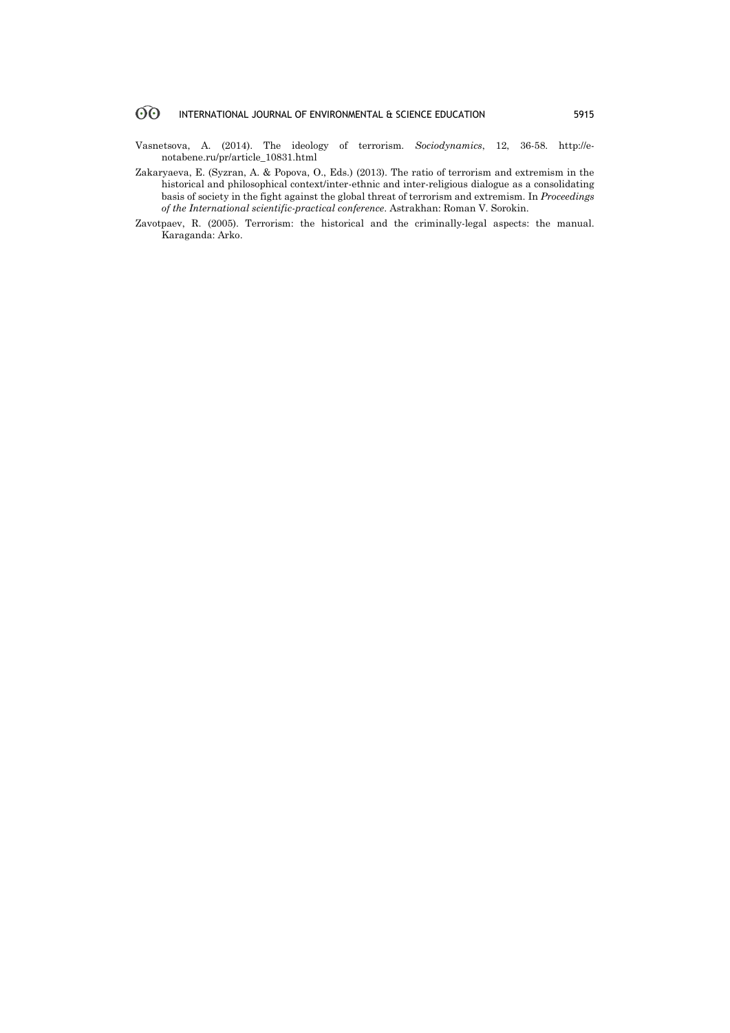Vasnetsova, A. (2014). The ideology of terrorism. *Sociodynamics*, 12, 36-58. http://e-notabene.ru/pr/article_10831.html

Zakaryaeva, E. (Syzran, A. & Popova, O., Eds.) (2013). The ratio of terrorism and extremism in the historical and philosophical context/inter-ethnic and inter-religious dialogue as a consolidating basis of society in the fight against the global threat of terrorism and extremism. In *Proceedings of the International scientific-practical conference*. Astrakhan: Roman V. Sorokin.

Zavotpaev, R. (2005). Terrorism: the historical and the criminally-legal aspects: the manual. Karaganda: Arko.